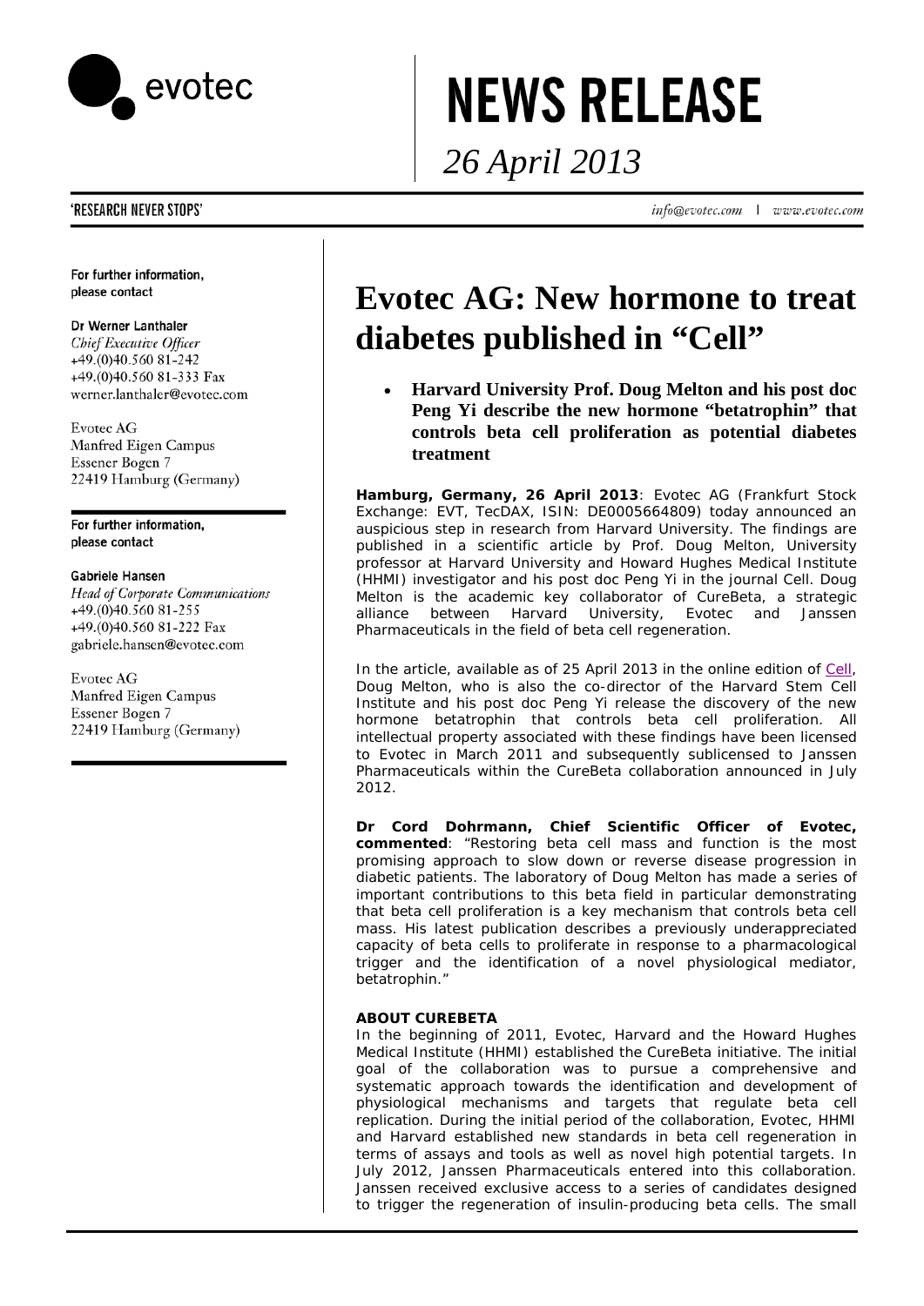# NEWS RELEASE

*26 April 2013*

'RESEARCH NEVER STOPS'

*info@evotec.com | www.evotec.com*

For further information, please contact

**Dr Werner Lanthaler**
*Chief Executive Officer*
+49.(0)40.560 81-242
+49.(0)40.560 81-333 Fax
werner.lanthaler@evotec.com

Evotec AG
Manfred Eigen Campus
Essener Bogen 7
22419 Hamburg (Germany)

For further information, please contact

**Gabriele Hansen**
*Head of Corporate Communications*
+49.(0)40.560 81-255
+49.(0)40.560 81-222 Fax
gabriele.hansen@evotec.com

Evotec AG
Manfred Eigen Campus
Essener Bogen 7
22419 Hamburg (Germany)

# Evotec AG: New hormone to treat diabetes published in "Cell"

- **Harvard University Prof. Doug Melton and his post doc Peng Yi describe the new hormone "betatrophin" that controls beta cell proliferation as potential diabetes treatment**

**Hamburg, Germany, 26 April 2013**: Evotec AG (Frankfurt Stock Exchange: EVT, TecDAX, ISIN: DE0005664809) today announced an auspicious step in research from Harvard University. The findings are published in a scientific article by Prof. Doug Melton, University professor at Harvard University and Howard Hughes Medical Institute (HHMI) investigator and his post doc Peng Yi in the journal Cell. Doug Melton is the academic key collaborator of CureBeta, a strategic alliance between Harvard University, Evotec and Janssen Pharmaceuticals in the field of beta cell regeneration.

In the article, available as of 25 April 2013 in the online edition of Cell, Doug Melton, who is also the co-director of the Harvard Stem Cell Institute and his post doc Peng Yi release the discovery of the new hormone betatrophin that controls beta cell proliferation. All intellectual property associated with these findings have been licensed to Evotec in March 2011 and subsequently sublicensed to Janssen Pharmaceuticals within the CureBeta collaboration announced in July 2012.

**Dr Cord Dohrmann, Chief Scientific Officer of Evotec, commented**: "Restoring beta cell mass and function is the most promising approach to slow down or reverse disease progression in diabetic patients. The laboratory of Doug Melton has made a series of important contributions to this beta field in particular demonstrating that beta cell proliferation is a key mechanism that controls beta cell mass. His latest publication describes a previously underappreciated capacity of beta cells to proliferate in response to a pharmacological trigger and the identification of a novel physiological mediator, betatrophin."

**ABOUT CUREBETA**

In the beginning of 2011, Evotec, Harvard and the Howard Hughes Medical Institute (HHMI) established the CureBeta initiative. The initial goal of the collaboration was to pursue a comprehensive and systematic approach towards the identification and development of physiological mechanisms and targets that regulate beta cell replication. During the initial period of the collaboration, Evotec, HHMI and Harvard established new standards in beta cell regeneration in terms of assays and tools as well as novel high potential targets. In July 2012, Janssen Pharmaceuticals entered into this collaboration. Janssen received exclusive access to a series of candidates designed to trigger the regeneration of insulin-producing beta cells. The small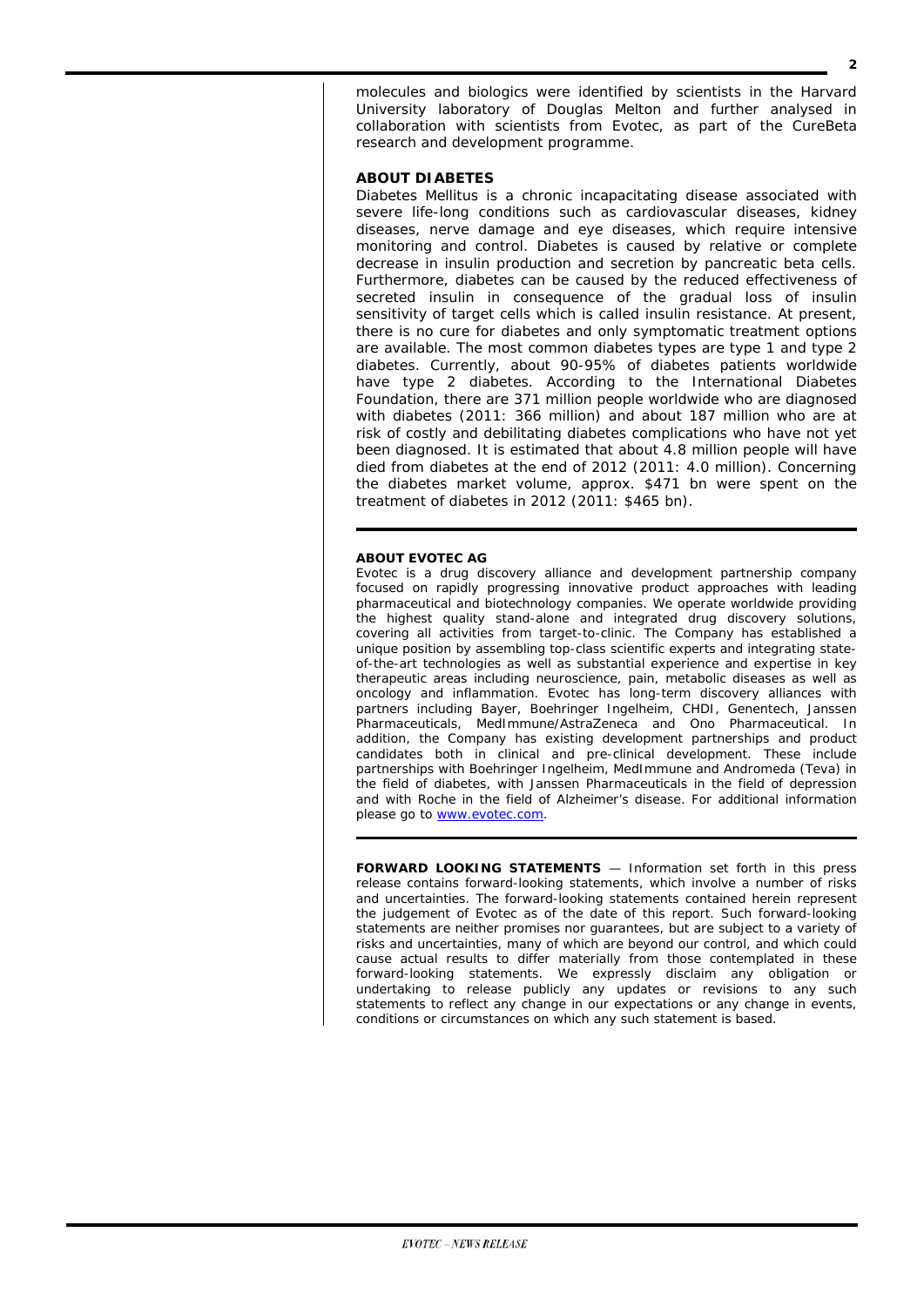molecules and biologics were identified by scientists in the Harvard University laboratory of Douglas Melton and further analysed in collaboration with scientists from Evotec, as part of the CureBeta research and development programme.

## ABOUT DIABETES

Diabetes Mellitus is a chronic incapacitating disease associated with severe life-long conditions such as cardiovascular diseases, kidney diseases, nerve damage and eye diseases, which require intensive monitoring and control. Diabetes is caused by relative or complete decrease in insulin production and secretion by pancreatic beta cells. Furthermore, diabetes can be caused by the reduced effectiveness of secreted insulin in consequence of the gradual loss of insulin sensitivity of target cells which is called insulin resistance. At present, there is no cure for diabetes and only symptomatic treatment options are available. The most common diabetes types are type 1 and type 2 diabetes. Currently, about 90-95% of diabetes patients worldwide have type 2 diabetes. According to the International Diabetes Foundation, there are 371 million people worldwide who are diagnosed with diabetes (2011: 366 million) and about 187 million who are at risk of costly and debilitating diabetes complications who have not yet been diagnosed. It is estimated that about 4.8 million people will have died from diabetes at the end of 2012 (2011: 4.0 million). Concerning the diabetes market volume, approx. $471 bn were spent on the treatment of diabetes in 2012 (2011: $465 bn).

### ABOUT EVOTEC AG

Evotec is a drug discovery alliance and development partnership company focused on rapidly progressing innovative product approaches with leading pharmaceutical and biotechnology companies. We operate worldwide providing the highest quality stand-alone and integrated drug discovery solutions, covering all activities from target-to-clinic. The Company has established a unique position by assembling top-class scientific experts and integrating state-of-the-art technologies as well as substantial experience and expertise in key therapeutic areas including neuroscience, pain, metabolic diseases as well as oncology and inflammation. Evotec has long-term discovery alliances with partners including Bayer, Boehringer Ingelheim, CHDI, Genentech, Janssen Pharmaceuticals, MedImmune/AstraZeneca and Ono Pharmaceutical. In addition, the Company has existing development partnerships and product candidates both in clinical and pre-clinical development. These include partnerships with Boehringer Ingelheim, MedImmune and Andromeda (Teva) in the field of diabetes, with Janssen Pharmaceuticals in the field of depression and with Roche in the field of Alzheimer's disease. For additional information please go to www.evotec.com.

**FORWARD LOOKING STATEMENTS** — Information set forth in this press release contains forward-looking statements, which involve a number of risks and uncertainties. The forward-looking statements contained herein represent the judgement of Evotec as of the date of this report. Such forward-looking statements are neither promises nor guarantees, but are subject to a variety of risks and uncertainties, many of which are beyond our control, and which could cause actual results to differ materially from those contemplated in these forward-looking statements. We expressly disclaim any obligation or undertaking to release publicly any updates or revisions to any such statements to reflect any change in our expectations or any change in events, conditions or circumstances on which any such statement is based.